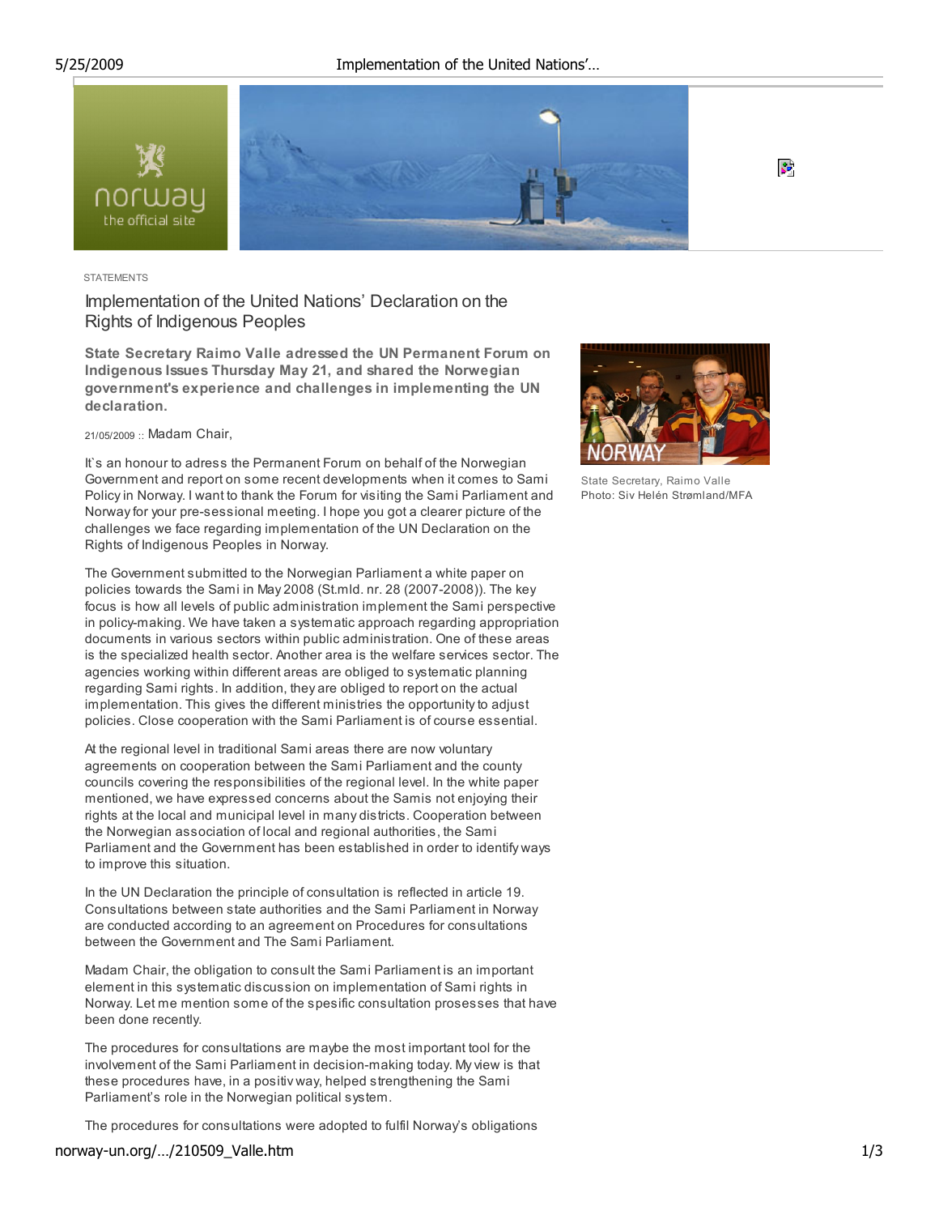STATEMENTS

# Implementation of the United Nations' Declaration on the Rights of Indigenous Peoples

**State Secretary Raimo Valle adressed the UN Permanent Forum on Indigenous Issues Thursday May 21, and shared the Norwegian government's experience and challenges in implementing the UN declaration.**

State Secretary, Raimo Valle
Photo: Siv Helén Strømland/MFA

21/05/2009 :: Madam Chair,

It`s an honour to adress the Permanent Forum on behalf of the Norwegian Government and report on some recent developments when it comes to Sami Policy in Norway. I want to thank the Forum for visiting the Sami Parliament and Norway for your pre-sessional meeting. I hope you got a clearer picture of the challenges we face regarding implementation of the UN Declaration on the Rights of Indigenous Peoples in Norway.

The Government submitted to the Norwegian Parliament a white paper on policies towards the Sami in May 2008 (St.mld. nr. 28 (2007-2008)). The key focus is how all levels of public administration implement the Sami perspective in policy-making. We have taken a systematic approach regarding appropriation documents in various sectors within public administration. One of these areas is the specialized health sector. Another area is the welfare services sector. The agencies working within different areas are obliged to systematic planning regarding Sami rights. In addition, they are obliged to report on the actual implementation. This gives the different ministries the opportunity to adjust policies. Close cooperation with the Sami Parliament is of course essential.

At the regional level in traditional Sami areas there are now voluntary agreements on cooperation between the Sami Parliament and the county councils covering the responsibilities of the regional level. In the white paper mentioned, we have expressed concerns about the Samis not enjoying their rights at the local and municipal level in many districts. Cooperation between the Norwegian association of local and regional authorities, the Sami Parliament and the Government has been established in order to identify ways to improve this situation.

In the UN Declaration the principle of consultation is reflected in article 19. Consultations between state authorities and the Sami Parliament in Norway are conducted according to an agreement on Procedures for consultations between the Government and The Sami Parliament.

Madam Chair, the obligation to consult the Sami Parliament is an important element in this systematic discussion on implementation of Sami rights in Norway. Let me mention some of the spesific consultation prosesses that have been done recently.

The procedures for consultations are maybe the most important tool for the involvement of the Sami Parliament in decision-making today. My view is that these procedures have, in a positiv way, helped strengthening the Sami Parliament's role in the Norwegian political system.

The procedures for consultations were adopted to fulfil Norway's obligations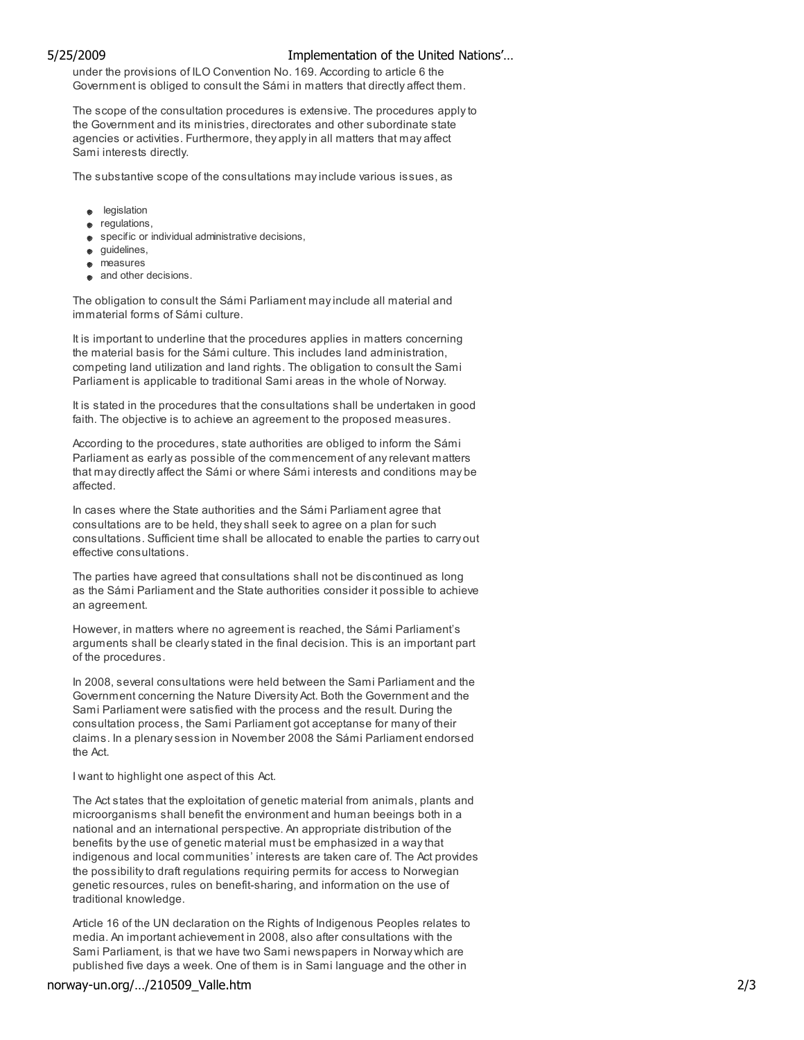under the provisions of ILO Convention No. 169. According to article 6 the Government is obliged to consult the Sámi in matters that directly affect them.

The scope of the consultation procedures is extensive. The procedures apply to the Government and its ministries, directorates and other subordinate state agencies or activities. Furthermore, they apply in all matters that may affect Sami interests directly.

The substantive scope of the consultations may include various issues, as

- legislation
- regulations,
- specific or individual administrative decisions,
- guidelines,
- measures
- and other decisions.

The obligation to consult the Sámi Parliament may include all material and immaterial forms of Sámi culture.

It is important to underline that the procedures applies in matters concerning the material basis for the Sámi culture. This includes land administration, competing land utilization and land rights. The obligation to consult the Sami Parliament is applicable to traditional Sami areas in the whole of Norway.

It is stated in the procedures that the consultations shall be undertaken in good faith. The objective is to achieve an agreement to the proposed measures.

According to the procedures, state authorities are obliged to inform the Sámi Parliament as early as possible of the commencement of any relevant matters that may directly affect the Sámi or where Sámi interests and conditions may be affected.

In cases where the State authorities and the Sámi Parliament agree that consultations are to be held, they shall seek to agree on a plan for such consultations. Sufficient time shall be allocated to enable the parties to carry out effective consultations.

The parties have agreed that consultations shall not be discontinued as long as the Sámi Parliament and the State authorities consider it possible to achieve an agreement.

However, in matters where no agreement is reached, the Sámi Parliament's arguments shall be clearly stated in the final decision. This is an important part of the procedures.

In 2008, several consultations were held between the Sami Parliament and the Government concerning the Nature Diversity Act. Both the Government and the Sami Parliament were satisfied with the process and the result. During the consultation process, the Sami Parliament got acceptanse for many of their claims. In a plenary session in November 2008 the Sámi Parliament endorsed the Act.

I want to highlight one aspect of this Act.

The Act states that the exploitation of genetic material from animals, plants and microorganisms shall benefit the environment and human beeings both in a national and an international perspective. An appropriate distribution of the benefits by the use of genetic material must be emphasized in a way that indigenous and local communities' interests are taken care of. The Act provides the possibility to draft regulations requiring permits for access to Norwegian genetic resources, rules on benefit-sharing, and information on the use of traditional knowledge.

Article 16 of the UN declaration on the Rights of Indigenous Peoples relates to media. An important achievement in 2008, also after consultations with the Sami Parliament, is that we have two Sami newspapers in Norway which are published five days a week. One of them is in Sami language and the other in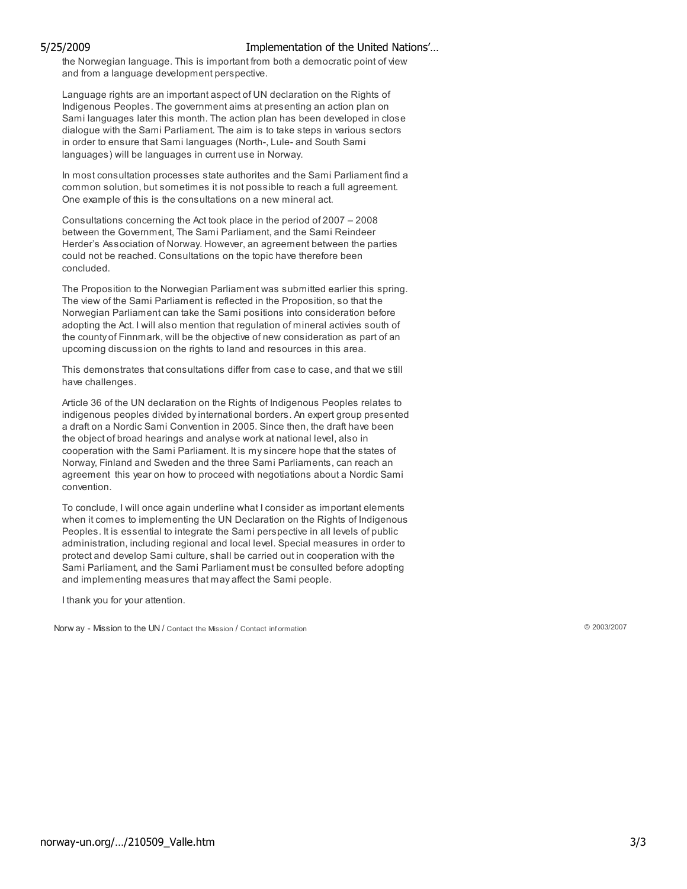the Norwegian language. This is important from both a democratic point of view and from a language development perspective.

Language rights are an important aspect of UN declaration on the Rights of Indigenous Peoples. The government aims at presenting an action plan on Sami languages later this month. The action plan has been developed in close dialogue with the Sami Parliament. The aim is to take steps in various sectors in order to ensure that Sami languages (North-, Lule- and South Sami languages) will be languages in current use in Norway.

In most consultation processes state authorites and the Sami Parliament find a common solution, but sometimes it is not possible to reach a full agreement. One example of this is the consultations on a new mineral act.

Consultations concerning the Act took place in the period of 2007 – 2008 between the Government, The Sami Parliament, and the Sami Reindeer Herder's Association of Norway. However, an agreement between the parties could not be reached. Consultations on the topic have therefore been concluded.

The Proposition to the Norwegian Parliament was submitted earlier this spring. The view of the Sami Parliament is reflected in the Proposition, so that the Norwegian Parliament can take the Sami positions into consideration before adopting the Act. I will also mention that regulation of mineral activies south of the county of Finnmark, will be the objective of new consideration as part of an upcoming discussion on the rights to land and resources in this area.

This demonstrates that consultations differ from case to case, and that we still have challenges.

Article 36 of the UN declaration on the Rights of Indigenous Peoples relates to indigenous peoples divided by international borders. An expert group presented a draft on a Nordic Sami Convention in 2005. Since then, the draft have been the object of broad hearings and analyse work at national level, also in cooperation with the Sami Parliament. It is my sincere hope that the states of Norway, Finland and Sweden and the three Sami Parliaments, can reach an agreement this year on how to proceed with negotiations about a Nordic Sami convention.

To conclude, I will once again underline what I consider as important elements when it comes to implementing the UN Declaration on the Rights of Indigenous Peoples. It is essential to integrate the Sami perspective in all levels of public administration, including regional and local level. Special measures in order to protect and develop Sami culture, shall be carried out in cooperation with the Sami Parliament, and the Sami Parliament must be consulted before adopting and implementing measures that may affect the Sami people.

I thank you for your attention.

Norway - Mission to the UN / Contact the Mission / Contact information

© 2003/2007